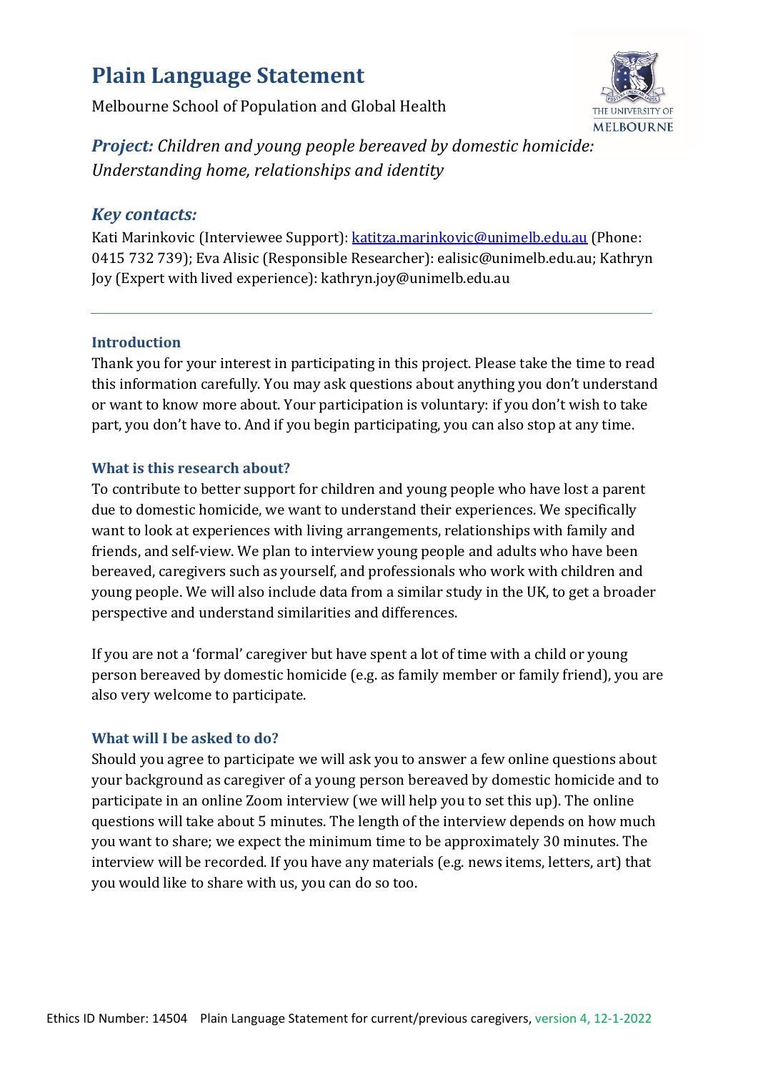# Plain Language Statement

Melbourne School of Population and Global Health

***Project:** Children and young people bereaved by domestic homicide: Understanding home, relationships and identity*

## *Key contacts:*

Kati Marinkovic (Interviewee Support): katitza.marinkovic@unimelb.edu.au (Phone: 0415 732 739); Eva Alisic (Responsible Researcher): ealisic@unimelb.edu.au; Kathryn Joy (Expert with lived experience): kathryn.joy@unimelb.edu.au

---

### Introduction

Thank you for your interest in participating in this project. Please take the time to read this information carefully. You may ask questions about anything you don't understand or want to know more about. Your participation is voluntary: if you don't wish to take part, you don't have to. And if you begin participating, you can also stop at any time.

### What is this research about?

To contribute to better support for children and young people who have lost a parent due to domestic homicide, we want to understand their experiences. We specifically want to look at experiences with living arrangements, relationships with family and friends, and self-view. We plan to interview young people and adults who have been bereaved, caregivers such as yourself, and professionals who work with children and young people. We will also include data from a similar study in the UK, to get a broader perspective and understand similarities and differences.

If you are not a 'formal' caregiver but have spent a lot of time with a child or young person bereaved by domestic homicide (e.g. as family member or family friend), you are also very welcome to participate.

### What will I be asked to do?

Should you agree to participate we will ask you to answer a few online questions about your background as caregiver of a young person bereaved by domestic homicide and to participate in an online Zoom interview (we will help you to set this up). The online questions will take about 5 minutes. The length of the interview depends on how much you want to share; we expect the minimum time to be approximately 30 minutes. The interview will be recorded. If you have any materials (e.g. news items, letters, art) that you would like to share with us, you can do so too.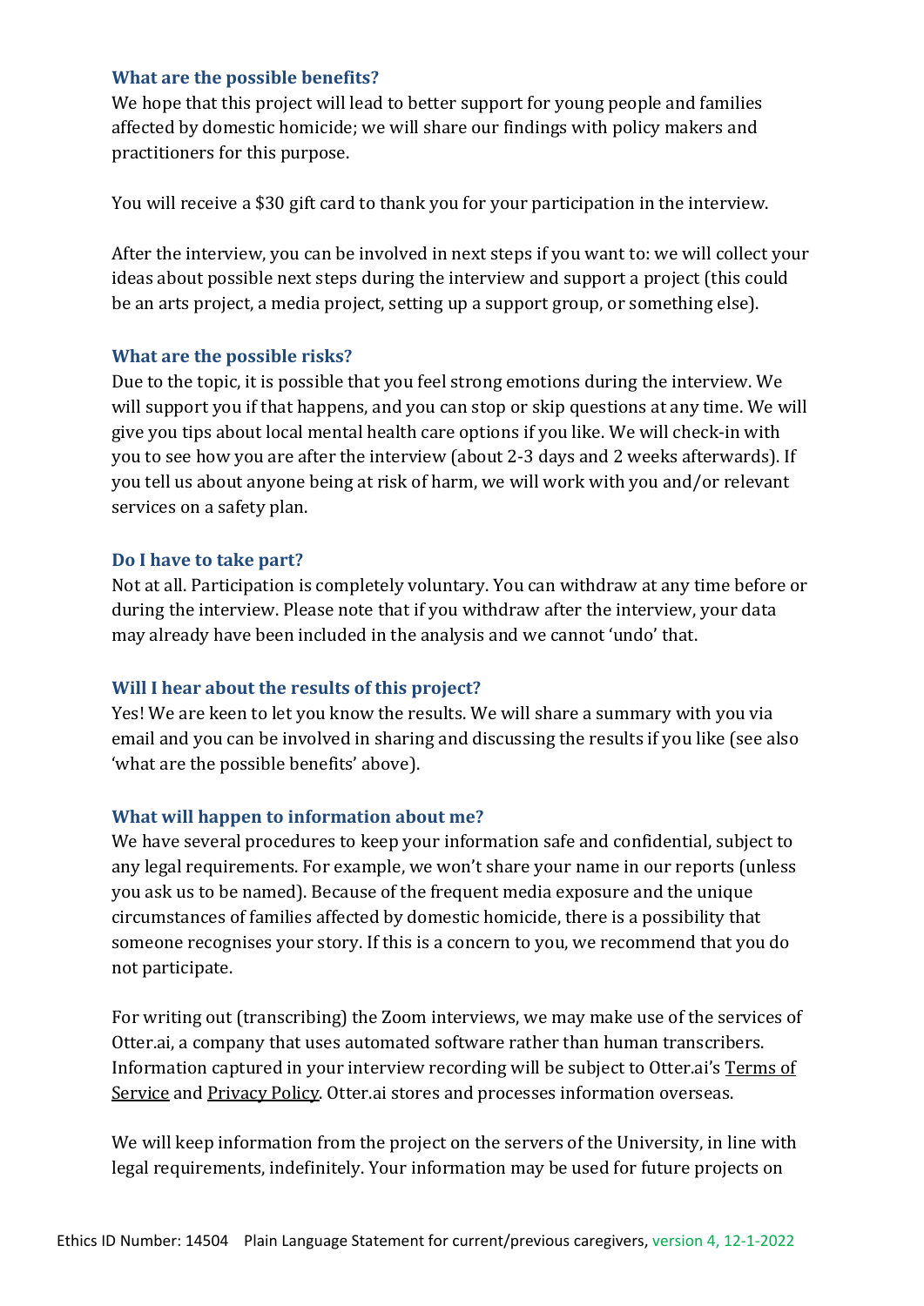### What are the possible benefits?

We hope that this project will lead to better support for young people and families affected by domestic homicide; we will share our findings with policy makers and practitioners for this purpose.

You will receive a $30 gift card to thank you for your participation in the interview.

After the interview, you can be involved in next steps if you want to: we will collect your ideas about possible next steps during the interview and support a project (this could be an arts project, a media project, setting up a support group, or something else).

### What are the possible risks?

Due to the topic, it is possible that you feel strong emotions during the interview. We will support you if that happens, and you can stop or skip questions at any time. We will give you tips about local mental health care options if you like. We will check-in with you to see how you are after the interview (about 2-3 days and 2 weeks afterwards). If you tell us about anyone being at risk of harm, we will work with you and/or relevant services on a safety plan.

### Do I have to take part?

Not at all. Participation is completely voluntary. You can withdraw at any time before or during the interview. Please note that if you withdraw after the interview, your data may already have been included in the analysis and we cannot 'undo' that.

### Will I hear about the results of this project?

Yes! We are keen to let you know the results. We will share a summary with you via email and you can be involved in sharing and discussing the results if you like (see also 'what are the possible benefits' above).

### What will happen to information about me?

We have several procedures to keep your information safe and confidential, subject to any legal requirements. For example, we won't share your name in our reports (unless you ask us to be named). Because of the frequent media exposure and the unique circumstances of families affected by domestic homicide, there is a possibility that someone recognises your story. If this is a concern to you, we recommend that you do not participate.

For writing out (transcribing) the Zoom interviews, we may make use of the services of Otter.ai, a company that uses automated software rather than human transcribers. Information captured in your interview recording will be subject to Otter.ai's Terms of Service and Privacy Policy. Otter.ai stores and processes information overseas.

We will keep information from the project on the servers of the University, in line with legal requirements, indefinitely. Your information may be used for future projects on

Ethics ID Number: 14504 Plain Language Statement for current/previous caregivers, version 4, 12-1-2022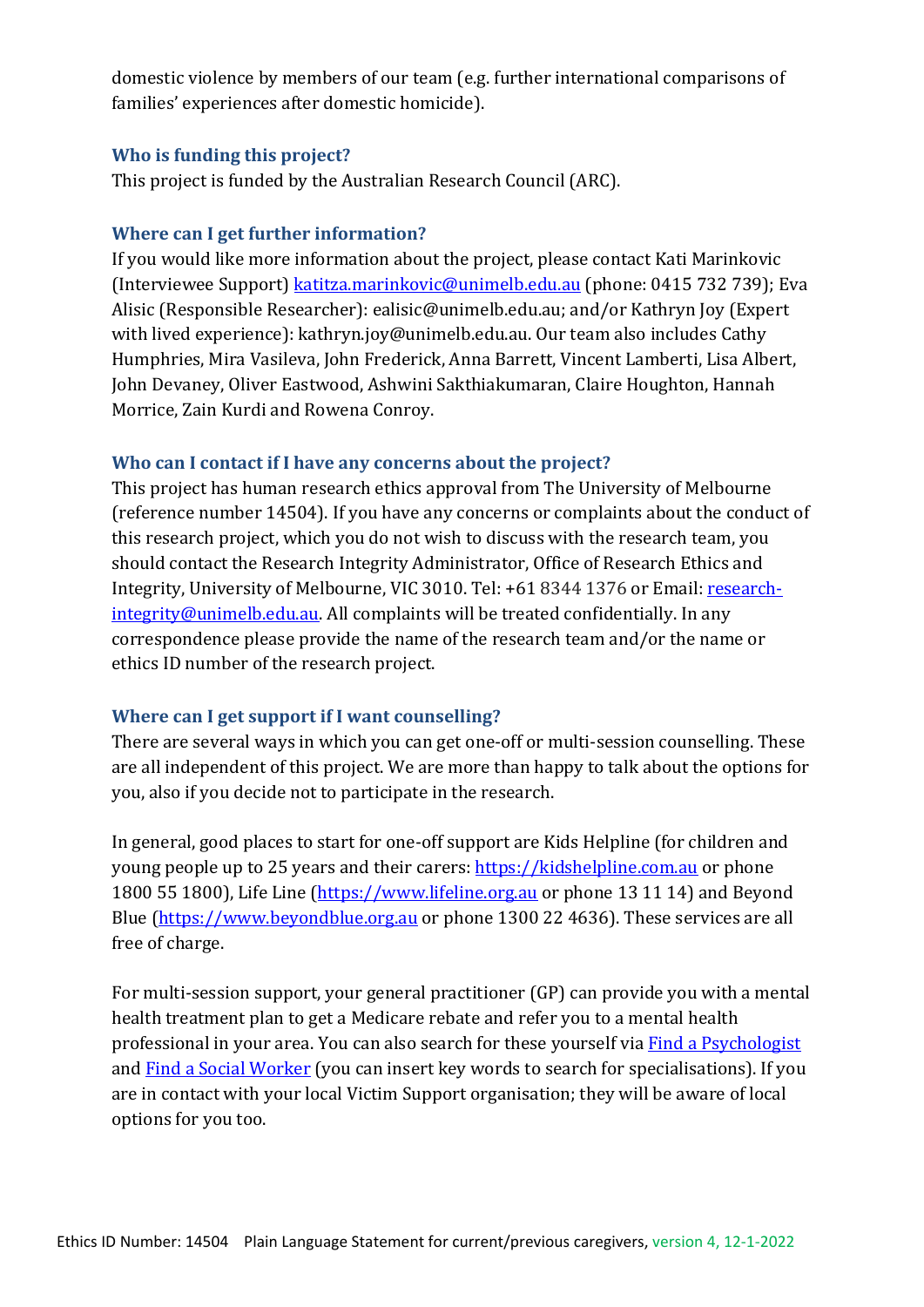domestic violence by members of our team (e.g. further international comparisons of families' experiences after domestic homicide).

### Who is funding this project?

This project is funded by the Australian Research Council (ARC).

### Where can I get further information?

If you would like more information about the project, please contact Kati Marinkovic (Interviewee Support) [katitza.marinkovic@unimelb.edu.au](mailto:katitza.marinkovic@unimelb.edu.au) (phone: 0415 732 739); Eva Alisic (Responsible Researcher): ealisic@unimelb.edu.au; and/or Kathryn Joy (Expert with lived experience): kathryn.joy@unimelb.edu.au. Our team also includes Cathy Humphries, Mira Vasileva, John Frederick, Anna Barrett, Vincent Lamberti, Lisa Albert, John Devaney, Oliver Eastwood, Ashwini Sakthiakumaran, Claire Houghton, Hannah Morrice, Zain Kurdi and Rowena Conroy.

### Who can I contact if I have any concerns about the project?

This project has human research ethics approval from The University of Melbourne (reference number 14504). If you have any concerns or complaints about the conduct of this research project, which you do not wish to discuss with the research team, you should contact the Research Integrity Administrator, Office of Research Ethics and Integrity, University of Melbourne, VIC 3010. Tel: +61 8344 1376 or Email: [research-integrity@unimelb.edu.au](mailto:research-integrity@unimelb.edu.au). All complaints will be treated confidentially. In any correspondence please provide the name of the research team and/or the name or ethics ID number of the research project.

### Where can I get support if I want counselling?

There are several ways in which you can get one-off or multi-session counselling. These are all independent of this project. We are more than happy to talk about the options for you, also if you decide not to participate in the research.

In general, good places to start for one-off support are Kids Helpline (for children and young people up to 25 years and their carers: [https://kidshelpline.com.au](https://kidshelpline.com.au) or phone 1800 55 1800), Life Line ([https://www.lifeline.org.au](https://www.lifeline.org.au) or phone 13 11 14) and Beyond Blue ([https://www.beyondblue.org.au](https://www.beyondblue.org.au) or phone 1300 22 4636). These services are all free of charge.

For multi-session support, your general practitioner (GP) can provide you with a mental health treatment plan to get a Medicare rebate and refer you to a mental health professional in your area. You can also search for these yourself via Find a Psychologist and Find a Social Worker (you can insert key words to search for specialisations). If you are in contact with your local Victim Support organisation; they will be aware of local options for you too.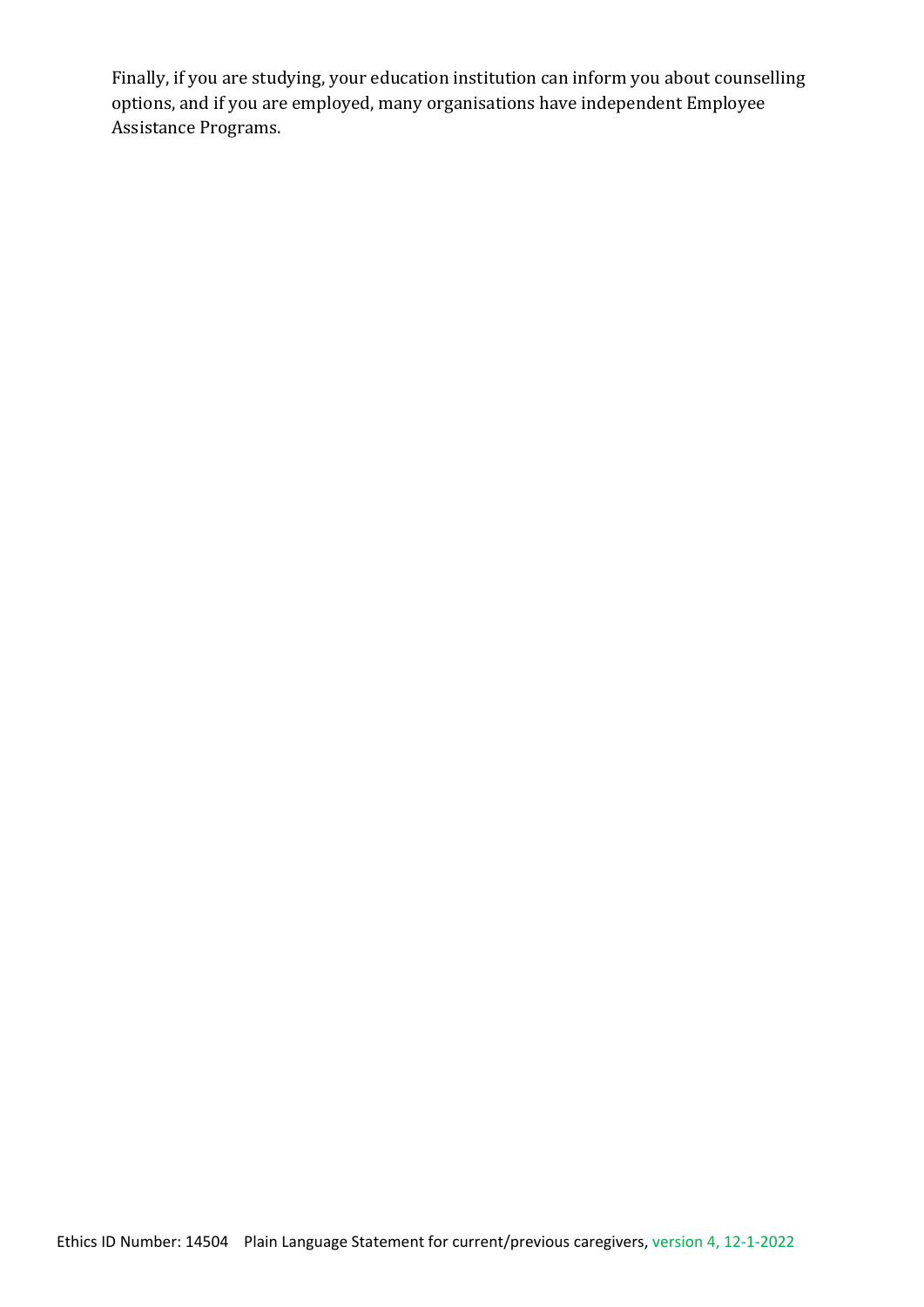Finally, if you are studying, your education institution can inform you about counselling options, and if you are employed, many organisations have independent Employee Assistance Programs.